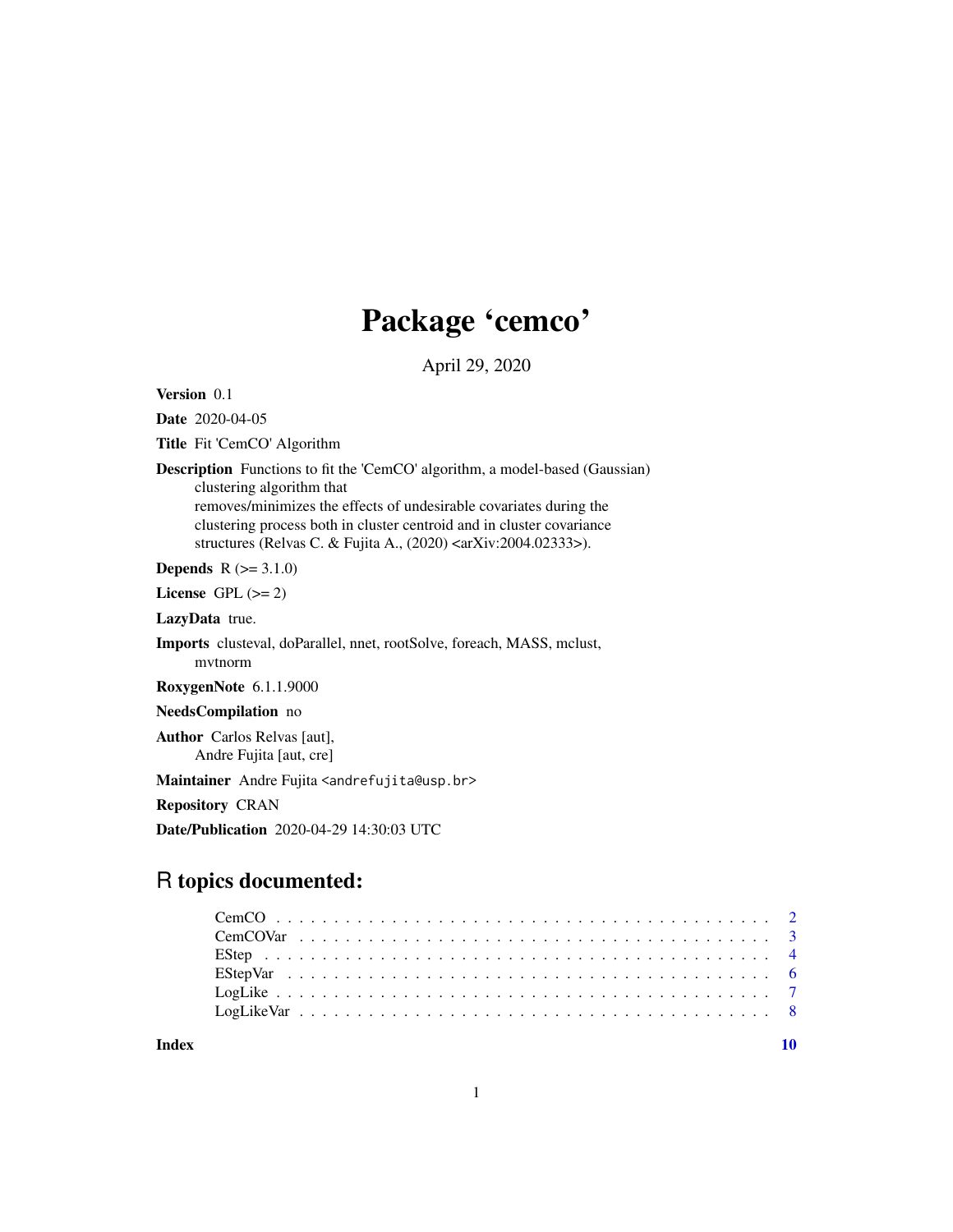# Package 'cemco'

April 29, 2020

**Version** 0.1

**Date** 2020-04-05

**Title** Fit 'CemCO' Algorithm

**Description** Functions to fit the 'CemCO' algorithm, a model-based (Gaussian) clustering algorithm that removes/minimizes the effects of undesirable covariates during the clustering process both in cluster centroid and in cluster covariance structures (Relvas C. & Fujita A., (2020) <arXiv:2004.02333>).

**Depends** R (>= 3.1.0)

**License** GPL (>= 2)

**LazyData** true.

**Imports** clusteval, doParallel, nnet, rootSolve, foreach, MASS, mclust, mvtnorm

**RoxygenNote** 6.1.1.9000

**NeedsCompilation** no

**Author** Carlos Relvas [aut], Andre Fujita [aut, cre]

**Maintainer** Andre Fujita <andrefujita@usp.br>

**Repository** CRAN

**Date/Publication** 2020-04-29 14:30:03 UTC

## R topics documented:

- CemCO . . . . . . . . . . . . . . . . . . . . . . . . . . . . . . . . . . . . . . . . . . 2
- CemCOVar . . . . . . . . . . . . . . . . . . . . . . . . . . . . . . . . . . . . . . . . 3
- EStep . . . . . . . . . . . . . . . . . . . . . . . . . . . . . . . . . . . . . . . . . . 4
- EStepVar . . . . . . . . . . . . . . . . . . . . . . . . . . . . . . . . . . . . . . . . 6
- LogLike . . . . . . . . . . . . . . . . . . . . . . . . . . . . . . . . . . . . . . . . . 7
- LogLikeVar . . . . . . . . . . . . . . . . . . . . . . . . . . . . . . . . . . . . . . . 8

**Index** **10**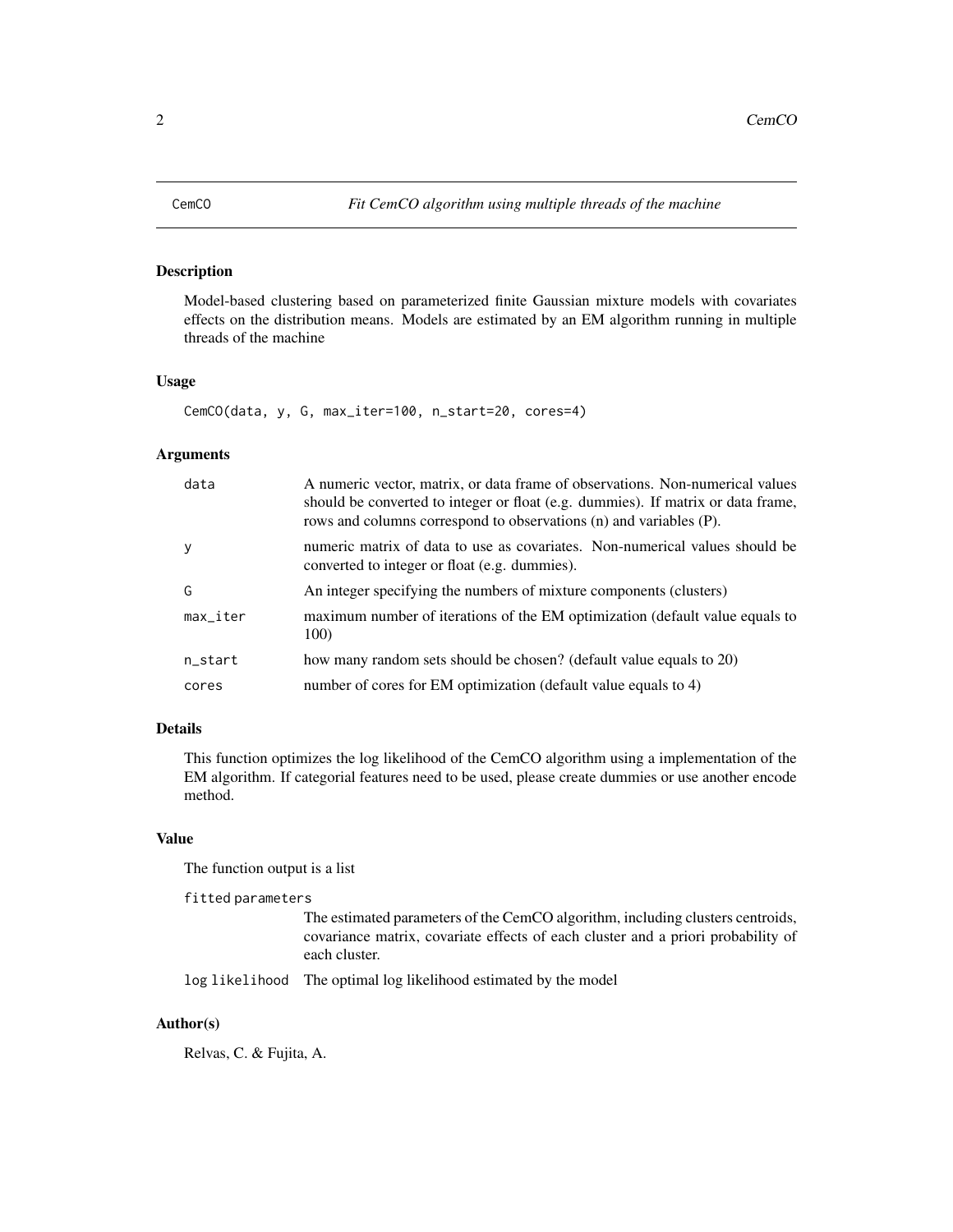# CemCO — *Fit CemCO algorithm using multiple threads of the machine*

## Description

Model-based clustering based on parameterized finite Gaussian mixture models with covariates effects on the distribution means. Models are estimated by an EM algorithm running in multiple threads of the machine

## Usage

```
CemCO(data, y, G, max_iter=100, n_start=20, cores=4)
```

## Arguments

| | |
|---|---|
| data | A numeric vector, matrix, or data frame of observations. Non-numerical values should be converted to integer or float (e.g. dummies). If matrix or data frame, rows and columns correspond to observations (n) and variables (P). |
| y | numeric matrix of data to use as covariates. Non-numerical values should be converted to integer or float (e.g. dummies). |
| G | An integer specifying the numbers of mixture components (clusters) |
| max_iter | maximum number of iterations of the EM optimization (default value equals to 100) |
| n_start | how many random sets should be chosen? (default value equals to 20) |
| cores | number of cores for EM optimization (default value equals to 4) |

## Details

This function optimizes the log likelihood of the CemCO algorithm using a implementation of the EM algorithm. If categorial features need to be used, please create dummies or use another encode method.

## Value

The function output is a list

`fitted parameters`
: The estimated parameters of the CemCO algorithm, including clusters centroids, covariance matrix, covariate effects of each cluster and a priori probability of each cluster.

`log likelihood`
: The optimal log likelihood estimated by the model

## Author(s)

Relvas, C. & Fujita, A.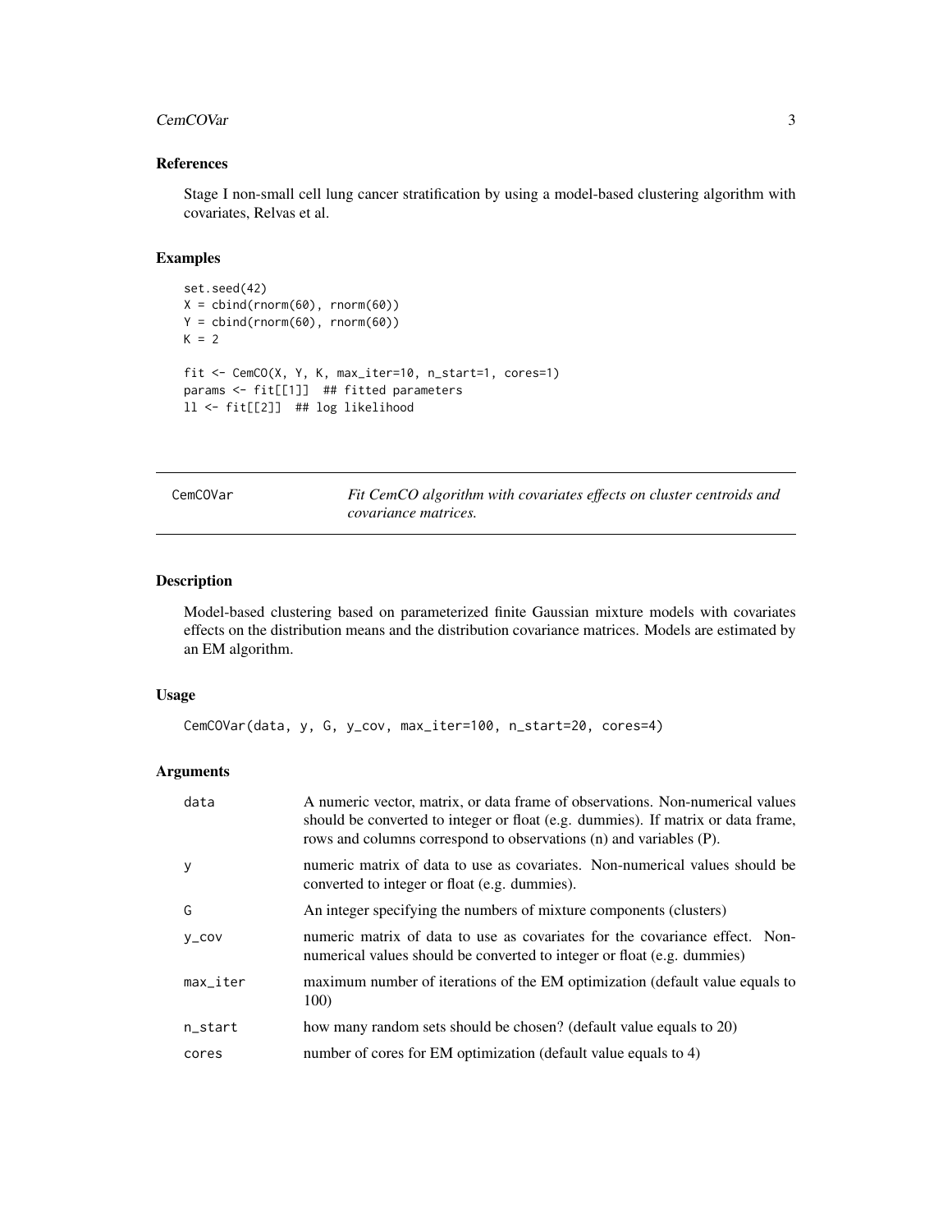## References

Stage I non-small cell lung cancer stratification by using a model-based clustering algorithm with covariates, Relvas et al.

## Examples

```
set.seed(42)
X = cbind(rnorm(60), rnorm(60))
Y = cbind(rnorm(60), rnorm(60))
K = 2

fit <- CemCO(X, Y, K, max_iter=10, n_start=1, cores=1)
params <- fit[[1]]  ## fitted parameters
ll <- fit[[2]]  ## log likelihood
```

---

# CemCOVar — *Fit CemCO algorithm with covariates effects on cluster centroids and covariance matrices.*

---

## Description

Model-based clustering based on parameterized finite Gaussian mixture models with covariates effects on the distribution means and the distribution covariance matrices. Models are estimated by an EM algorithm.

## Usage

```
CemCOVar(data, y, G, y_cov, max_iter=100, n_start=20, cores=4)
```

## Arguments

| | |
|---|---|
| data | A numeric vector, matrix, or data frame of observations. Non-numerical values should be converted to integer or float (e.g. dummies). If matrix or data frame, rows and columns correspond to observations (n) and variables (P). |
| y | numeric matrix of data to use as covariates. Non-numerical values should be converted to integer or float (e.g. dummies). |
| G | An integer specifying the numbers of mixture components (clusters) |
| y_cov | numeric matrix of data to use as covariates for the covariance effect. Non-numerical values should be converted to integer or float (e.g. dummies) |
| max_iter | maximum number of iterations of the EM optimization (default value equals to 100) |
| n_start | how many random sets should be chosen? (default value equals to 20) |
| cores | number of cores for EM optimization (default value equals to 4) |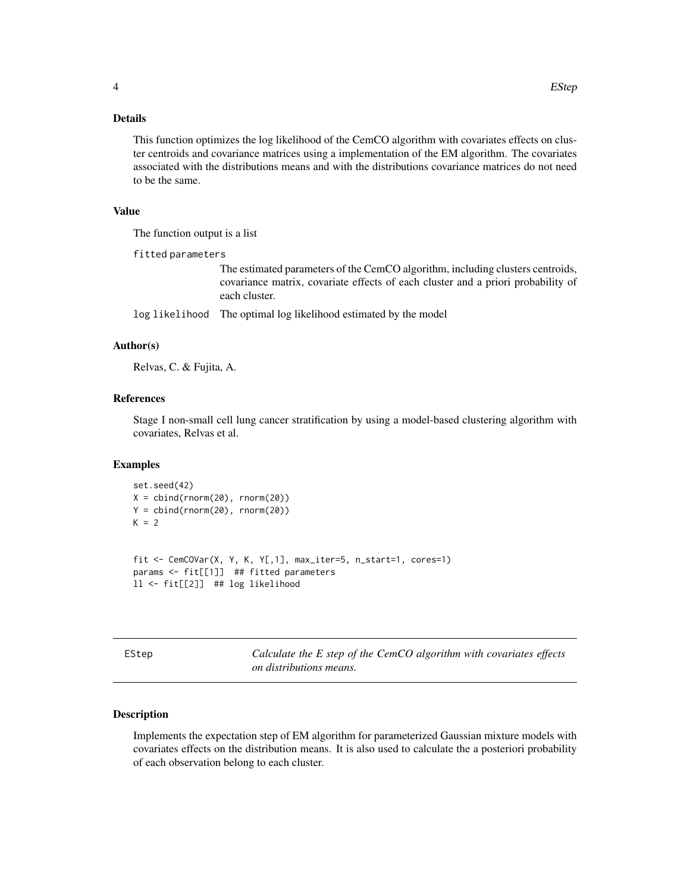### Details

This function optimizes the log likelihood of the CemCO algorithm with covariates effects on cluster centroids and covariance matrices using a implementation of the EM algorithm. The covariates associated with the distributions means and with the distributions covariance matrices do not need to be the same.

### Value

The function output is a list

`fitted parameters`
: The estimated parameters of the CemCO algorithm, including clusters centroids, covariance matrix, covariate effects of each cluster and a priori probability of each cluster.

`log likelihood`
: The optimal log likelihood estimated by the model

### Author(s)

Relvas, C. & Fujita, A.

### References

Stage I non-small cell lung cancer stratification by using a model-based clustering algorithm with covariates, Relvas et al.

### Examples

```
set.seed(42)
X = cbind(rnorm(20), rnorm(20))
Y = cbind(rnorm(20), rnorm(20))
K = 2


fit <- CemCOVar(X, Y, K, Y[,1], max_iter=5, n_start=1, cores=1)
params <- fit[[1]]  ## fitted parameters
ll <- fit[[2]]  ## log likelihood
```

---

## EStep — *Calculate the E step of the CemCO algorithm with covariates effects on distributions means.*

---

### Description

Implements the expectation step of EM algorithm for parameterized Gaussian mixture models with covariates effects on the distribution means. It is also used to calculate the a posteriori probability of each observation belong to each cluster.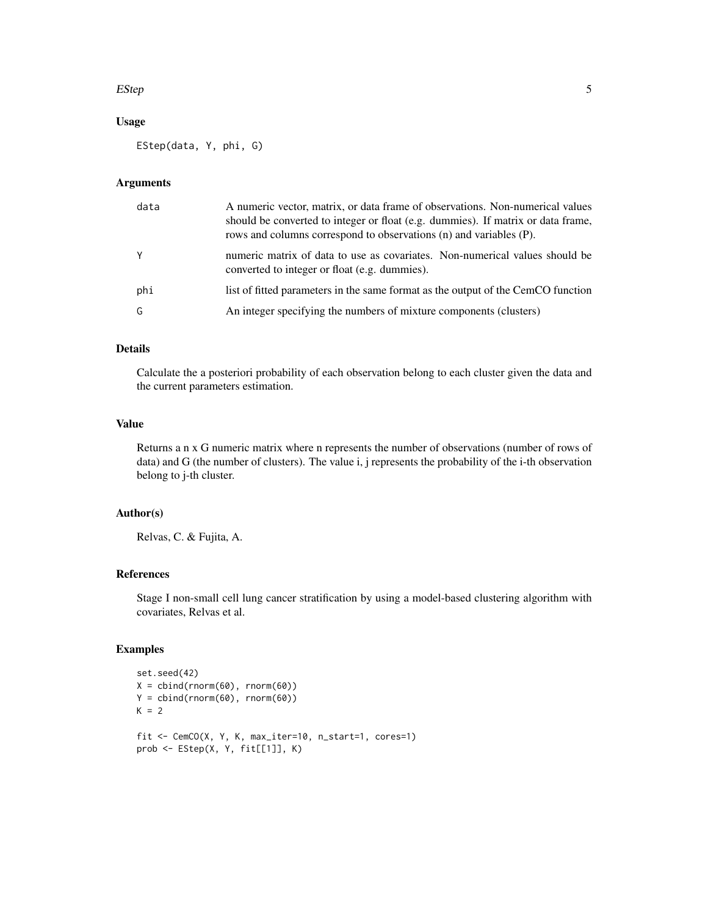### Usage

```
EStep(data, Y, phi, G)
```

### Arguments

| | |
|---|---|
| data | A numeric vector, matrix, or data frame of observations. Non-numerical values should be converted to integer or float (e.g. dummies). If matrix or data frame, rows and columns correspond to observations (n) and variables (P). |
| Y | numeric matrix of data to use as covariates. Non-numerical values should be converted to integer or float (e.g. dummies). |
| phi | list of fitted parameters in the same format as the output of the CemCO function |
| G | An integer specifying the numbers of mixture components (clusters) |

### Details

Calculate the a posteriori probability of each observation belong to each cluster given the data and the current parameters estimation.

### Value

Returns a n x G numeric matrix where n represents the number of observations (number of rows of data) and G (the number of clusters). The value i, j represents the probability of the i-th observation belong to j-th cluster.

### Author(s)

Relvas, C. & Fujita, A.

### References

Stage I non-small cell lung cancer stratification by using a model-based clustering algorithm with covariates, Relvas et al.

### Examples

```
set.seed(42)
X = cbind(rnorm(60), rnorm(60))
Y = cbind(rnorm(60), rnorm(60))
K = 2

fit <- CemCO(X, Y, K, max_iter=10, n_start=1, cores=1)
prob <- EStep(X, Y, fit[[1]], K)
```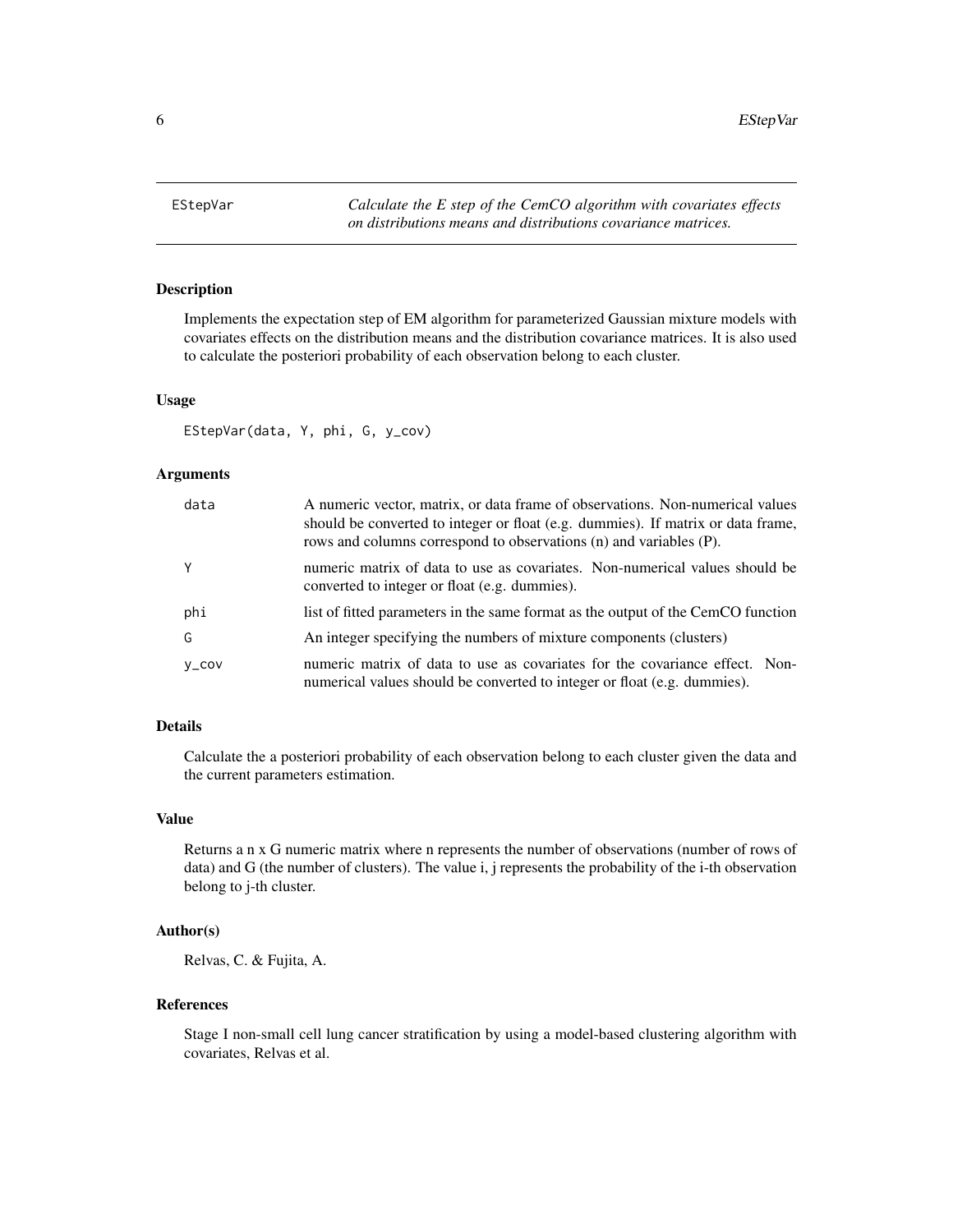EStepVar *Calculate the E step of the CemCO algorithm with covariates effects on distributions means and distributions covariance matrices.*

### Description

Implements the expectation step of EM algorithm for parameterized Gaussian mixture models with covariates effects on the distribution means and the distribution covariance matrices. It is also used to calculate the posteriori probability of each observation belong to each cluster.

### Usage

```
EStepVar(data, Y, phi, G, y_cov)
```

### Arguments

| | |
|---|---|
| data | A numeric vector, matrix, or data frame of observations. Non-numerical values should be converted to integer or float (e.g. dummies). If matrix or data frame, rows and columns correspond to observations (n) and variables (P). |
| Y | numeric matrix of data to use as covariates. Non-numerical values should be converted to integer or float (e.g. dummies). |
| phi | list of fitted parameters in the same format as the output of the CemCO function |
| G | An integer specifying the numbers of mixture components (clusters) |
| y_cov | numeric matrix of data to use as covariates for the covariance effect. Non-numerical values should be converted to integer or float (e.g. dummies). |

### Details

Calculate the a posteriori probability of each observation belong to each cluster given the data and the current parameters estimation.

### Value

Returns a n x G numeric matrix where n represents the number of observations (number of rows of data) and G (the number of clusters). The value i, j represents the probability of the i-th observation belong to j-th cluster.

### Author(s)

Relvas, C. & Fujita, A.

### References

Stage I non-small cell lung cancer stratification by using a model-based clustering algorithm with covariates, Relvas et al.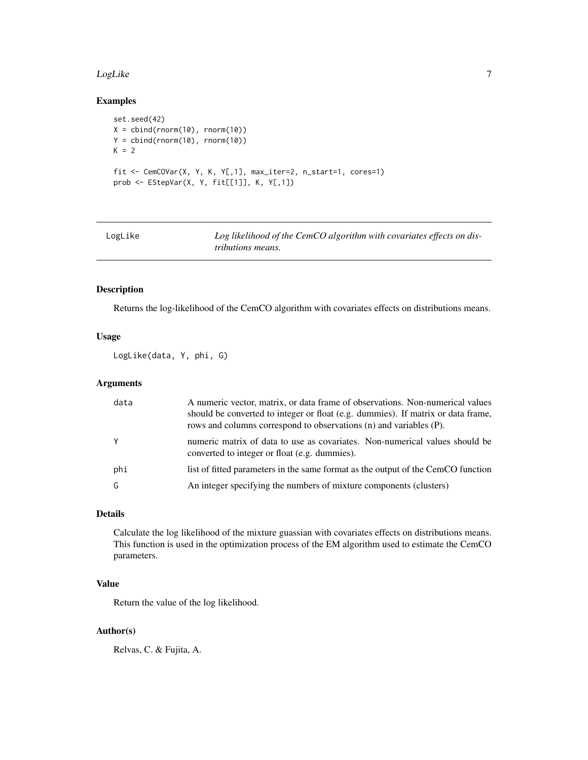## Examples

```
set.seed(42)
X = cbind(rnorm(10), rnorm(10))
Y = cbind(rnorm(10), rnorm(10))
K = 2

fit <- CemCOVar(X, Y, K, Y[,1], max_iter=2, n_start=1, cores=1)
prob <- EStepVar(X, Y, fit[[1]], K, Y[,1])
```

---

# LogLike — *Log likelihood of the CemCO algorithm with covariates effects on distributions means.*

---

## Description

Returns the log-likelihood of the CemCO algorithm with covariates effects on distributions means.

## Usage

```
LogLike(data, Y, phi, G)
```

## Arguments

| | |
|---|---|
| data | A numeric vector, matrix, or data frame of observations. Non-numerical values should be converted to integer or float (e.g. dummies). If matrix or data frame, rows and columns correspond to observations (n) and variables (P). |
| Y | numeric matrix of data to use as covariates. Non-numerical values should be converted to integer or float (e.g. dummies). |
| phi | list of fitted parameters in the same format as the output of the CemCO function |
| G | An integer specifying the numbers of mixture components (clusters) |

## Details

Calculate the log likelihood of the mixture guassian with covariates effects on distributions means. This function is used in the optimization process of the EM algorithm used to estimate the CemCO parameters.

## Value

Return the value of the log likelihood.

## Author(s)

Relvas, C. & Fujita, A.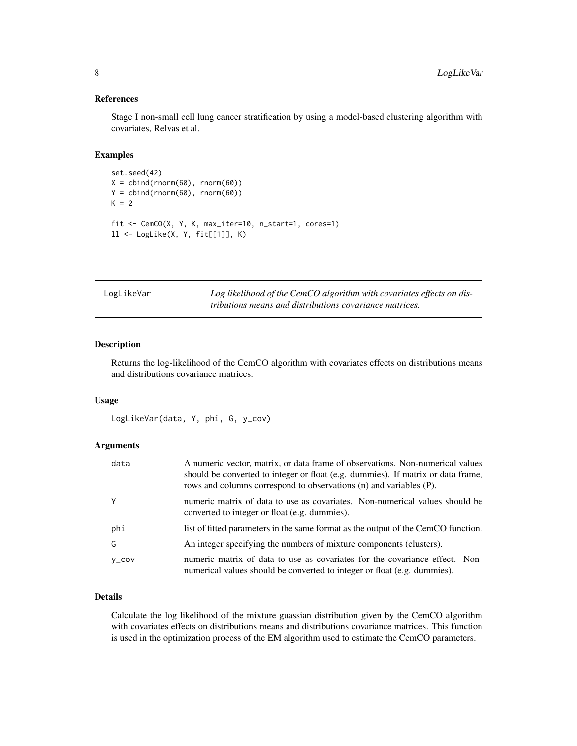### References

Stage I non-small cell lung cancer stratification by using a model-based clustering algorithm with covariates, Relvas et al.

### Examples

```
set.seed(42)
X = cbind(rnorm(60), rnorm(60))
Y = cbind(rnorm(60), rnorm(60))
K = 2

fit <- CemCO(X, Y, K, max_iter=10, n_start=1, cores=1)
ll <- LogLike(X, Y, fit[[1]], K)
```

---

## LogLikeVar — *Log likelihood of the CemCO algorithm with covariates effects on distributions means and distributions covariance matrices.*

---

### Description

Returns the log-likelihood of the CemCO algorithm with covariates effects on distributions means and distributions covariance matrices.

### Usage

```
LogLikeVar(data, Y, phi, G, y_cov)
```

### Arguments

| | |
|---|---|
| data | A numeric vector, matrix, or data frame of observations. Non-numerical values should be converted to integer or float (e.g. dummies). If matrix or data frame, rows and columns correspond to observations (n) and variables (P). |
| Y | numeric matrix of data to use as covariates. Non-numerical values should be converted to integer or float (e.g. dummies). |
| phi | list of fitted parameters in the same format as the output of the CemCO function. |
| G | An integer specifying the numbers of mixture components (clusters). |
| y_cov | numeric matrix of data to use as covariates for the covariance effect. Non-numerical values should be converted to integer or float (e.g. dummies). |

### Details

Calculate the log likelihood of the mixture guassian distribution given by the CemCO algorithm with covariates effects on distributions means and distributions covariance matrices. This function is used in the optimization process of the EM algorithm used to estimate the CemCO parameters.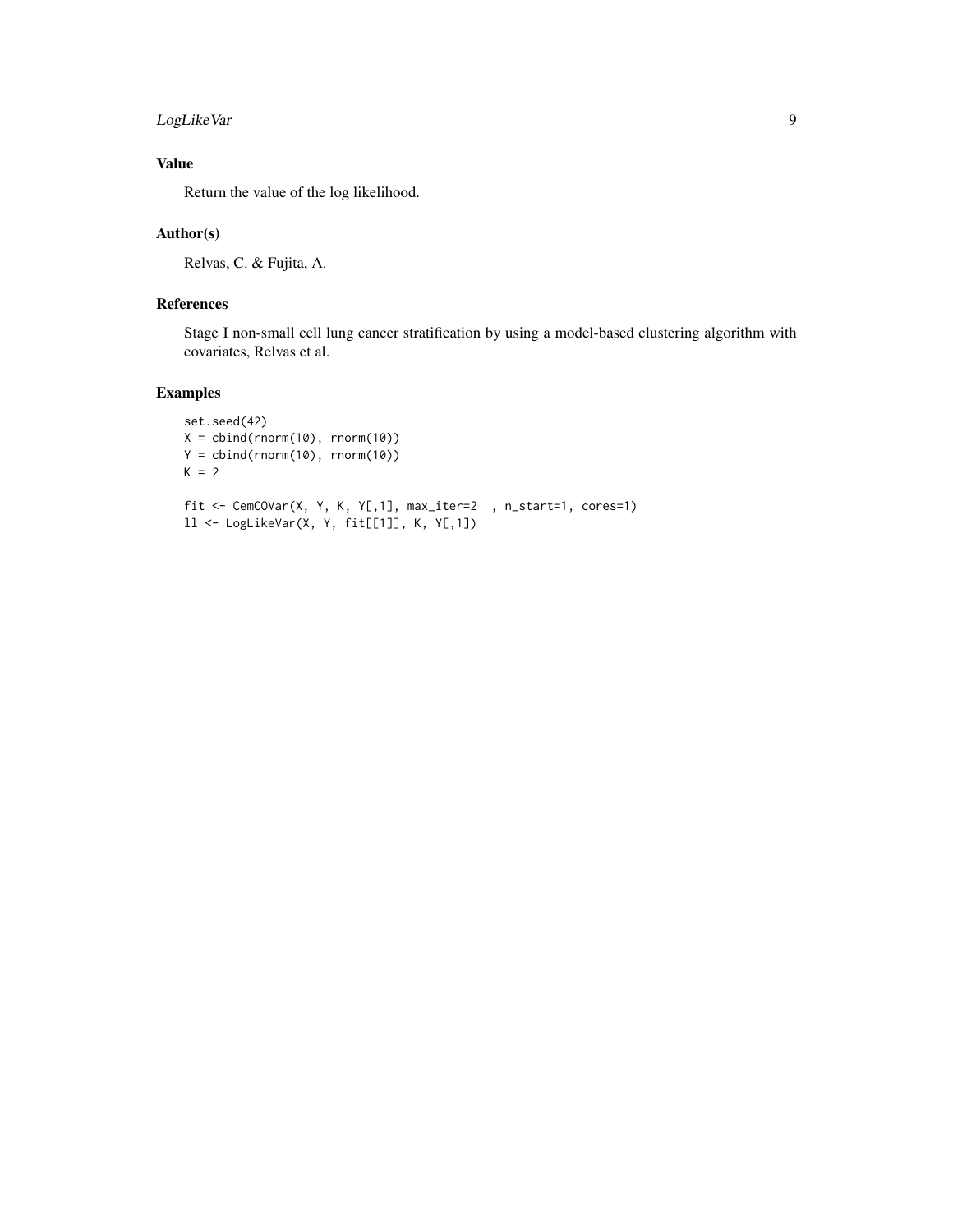## Value

Return the value of the log likelihood.

## Author(s)

Relvas, C. & Fujita, A.

## References

Stage I non-small cell lung cancer stratification by using a model-based clustering algorithm with covariates, Relvas et al.

## Examples

```
set.seed(42)
X = cbind(rnorm(10), rnorm(10))
Y = cbind(rnorm(10), rnorm(10))
K = 2

fit <- CemCOVar(X, Y, K, Y[,1], max_iter=2  , n_start=1, cores=1)
ll <- LogLikeVar(X, Y, fit[[1]], K, Y[,1])
```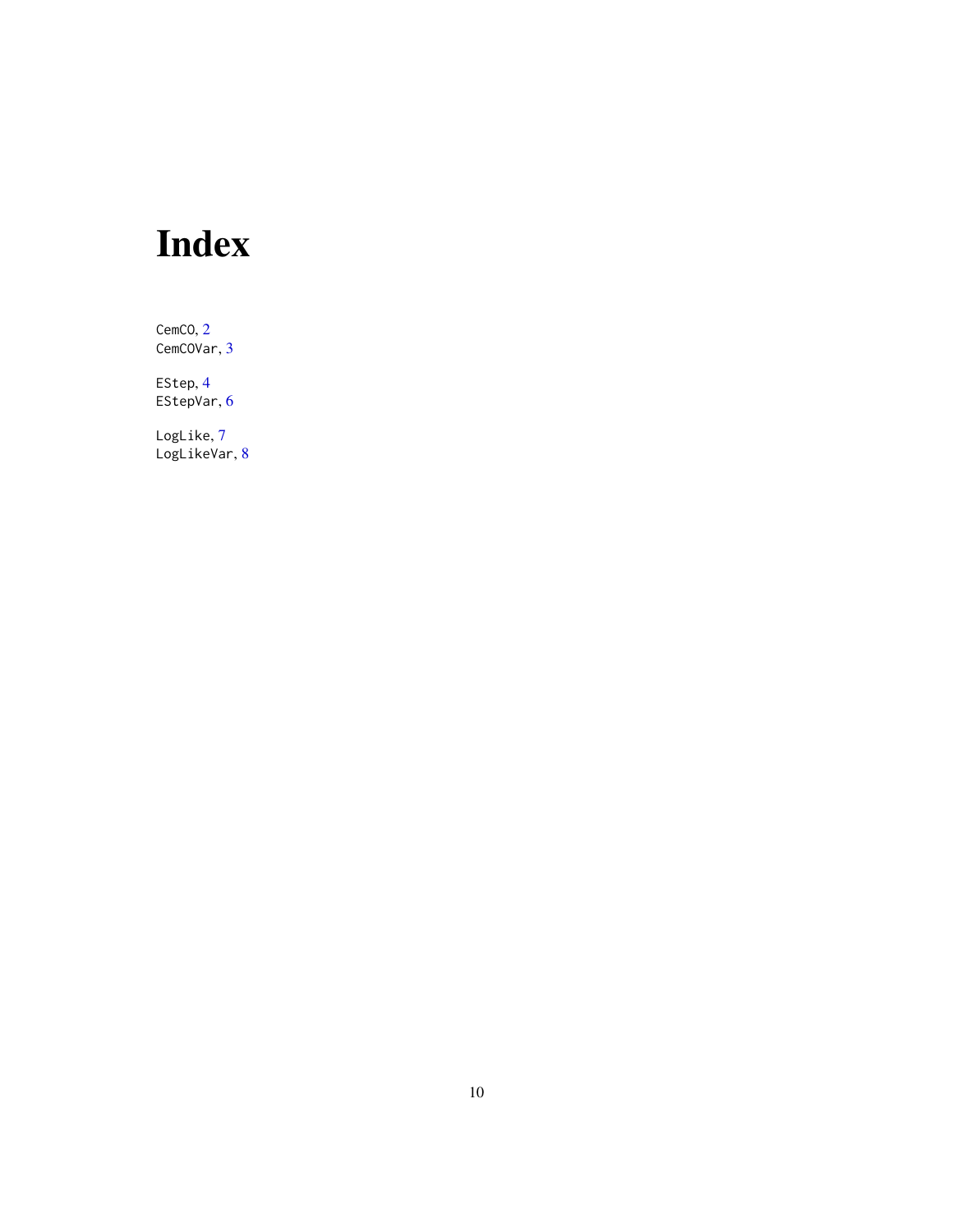# Index

CemCO, 2
CemCOVar, 3

EStep, 4
EStepVar, 6

LogLike, 7
LogLikeVar, 8